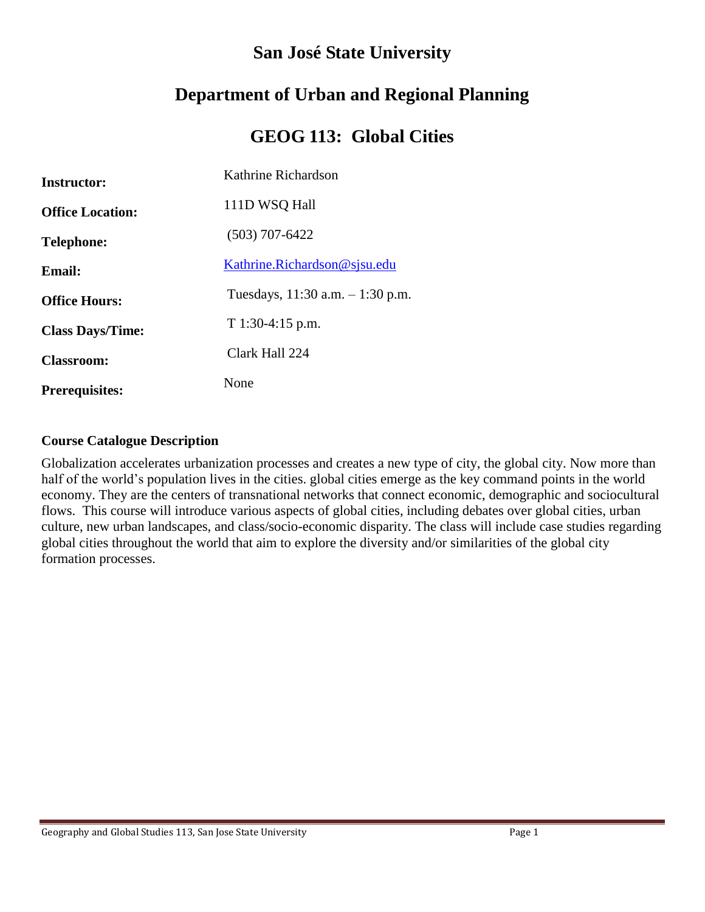# San José State University

## Department of Urban and Regional Planning

## GEOG 113: Global Cities

| | |
|---|---|
| **Instructor:** | Kathrine Richardson |
| **Office Location:** | 111D WSQ Hall |
| **Telephone:** | (503) 707-6422 |
| **Email:** | Kathrine.Richardson@sjsu.edu |
| **Office Hours:** | Tuesdays, 11:30 a.m. – 1:30 p.m. |
| **Class Days/Time:** | T 1:30-4:15 p.m. |
| **Classroom:** | Clark Hall 224 |
| **Prerequisites:** | None |

### Course Catalogue Description

Globalization accelerates urbanization processes and creates a new type of city, the global city. Now more than half of the world's population lives in the cities. global cities emerge as the key command points in the world economy. They are the centers of transnational networks that connect economic, demographic and sociocultural flows. This course will introduce various aspects of global cities, including debates over global cities, urban culture, new urban landscapes, and class/socio-economic disparity. The class will include case studies regarding global cities throughout the world that aim to explore the diversity and/or similarities of the global city formation processes.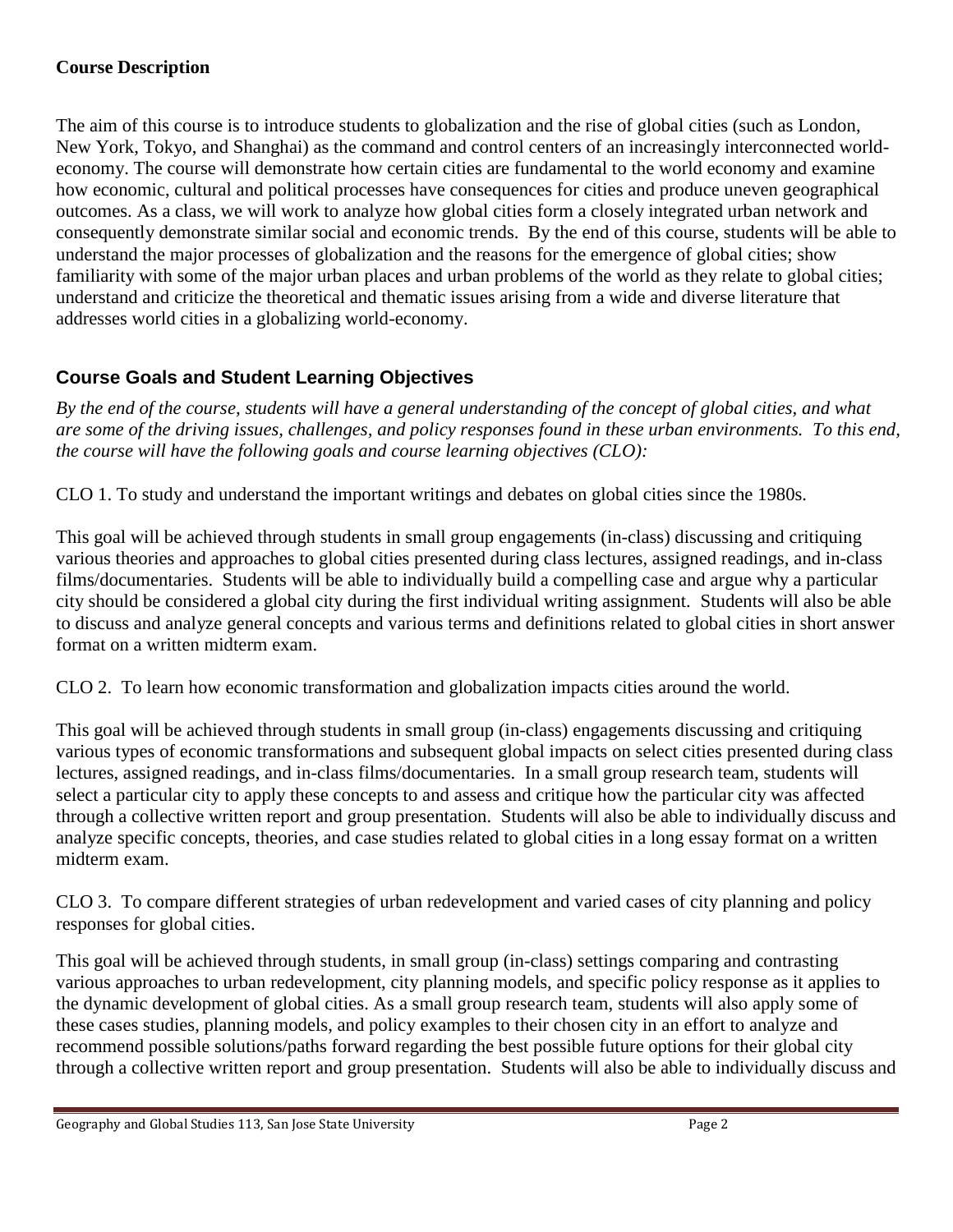**Course Description**

The aim of this course is to introduce students to globalization and the rise of global cities (such as London, New York, Tokyo, and Shanghai) as the command and control centers of an increasingly interconnected world-economy. The course will demonstrate how certain cities are fundamental to the world economy and examine how economic, cultural and political processes have consequences for cities and produce uneven geographical outcomes. As a class, we will work to analyze how global cities form a closely integrated urban network and consequently demonstrate similar social and economic trends. By the end of this course, students will be able to understand the major processes of globalization and the reasons for the emergence of global cities; show familiarity with some of the major urban places and urban problems of the world as they relate to global cities; understand and criticize the theoretical and thematic issues arising from a wide and diverse literature that addresses world cities in a globalizing world-economy.

## Course Goals and Student Learning Objectives

*By the end of the course, students will have a general understanding of the concept of global cities, and what are some of the driving issues, challenges, and policy responses found in these urban environments. To this end, the course will have the following goals and course learning objectives (CLO):*

CLO 1. To study and understand the important writings and debates on global cities since the 1980s.

This goal will be achieved through students in small group engagements (in-class) discussing and critiquing various theories and approaches to global cities presented during class lectures, assigned readings, and in-class films/documentaries. Students will be able to individually build a compelling case and argue why a particular city should be considered a global city during the first individual writing assignment. Students will also be able to discuss and analyze general concepts and various terms and definitions related to global cities in short answer format on a written midterm exam.

CLO 2. To learn how economic transformation and globalization impacts cities around the world.

This goal will be achieved through students in small group (in-class) engagements discussing and critiquing various types of economic transformations and subsequent global impacts on select cities presented during class lectures, assigned readings, and in-class films/documentaries. In a small group research team, students will select a particular city to apply these concepts to and assess and critique how the particular city was affected through a collective written report and group presentation. Students will also be able to individually discuss and analyze specific concepts, theories, and case studies related to global cities in a long essay format on a written midterm exam.

CLO 3. To compare different strategies of urban redevelopment and varied cases of city planning and policy responses for global cities.

This goal will be achieved through students, in small group (in-class) settings comparing and contrasting various approaches to urban redevelopment, city planning models, and specific policy response as it applies to the dynamic development of global cities. As a small group research team, students will also apply some of these cases studies, planning models, and policy examples to their chosen city in an effort to analyze and recommend possible solutions/paths forward regarding the best possible future options for their global city through a collective written report and group presentation. Students will also be able to individually discuss and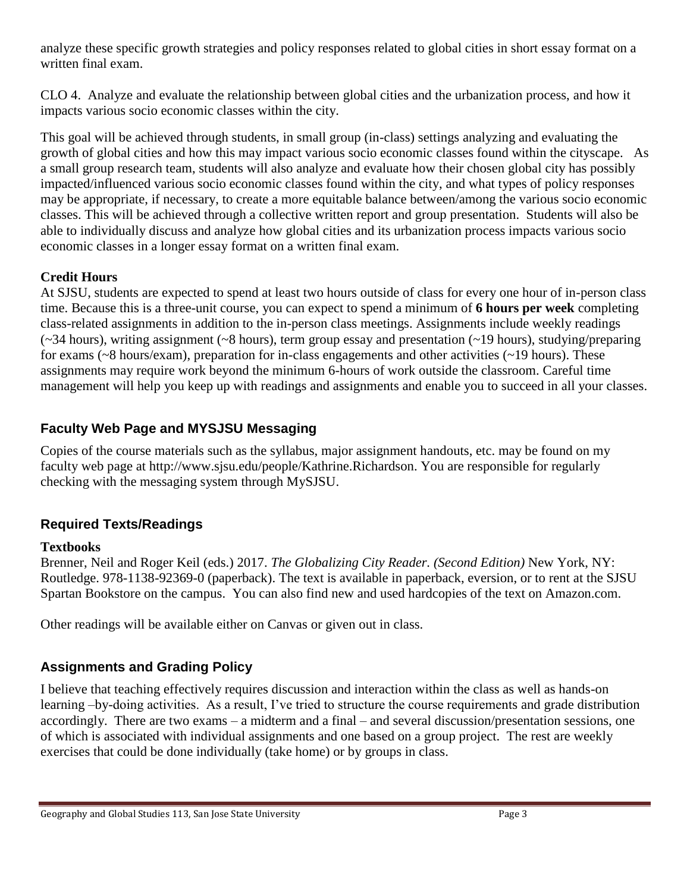analyze these specific growth strategies and policy responses related to global cities in short essay format on a written final exam.

CLO 4. Analyze and evaluate the relationship between global cities and the urbanization process, and how it impacts various socio economic classes within the city.

This goal will be achieved through students, in small group (in-class) settings analyzing and evaluating the growth of global cities and how this may impact various socio economic classes found within the cityscape. As a small group research team, students will also analyze and evaluate how their chosen global city has possibly impacted/influenced various socio economic classes found within the city, and what types of policy responses may be appropriate, if necessary, to create a more equitable balance between/among the various socio economic classes. This will be achieved through a collective written report and group presentation. Students will also be able to individually discuss and analyze how global cities and its urbanization process impacts various socio economic classes in a longer essay format on a written final exam.

**Credit Hours**

At SJSU, students are expected to spend at least two hours outside of class for every one hour of in-person class time. Because this is a three-unit course, you can expect to spend a minimum of **6 hours per week** completing class-related assignments in addition to the in-person class meetings. Assignments include weekly readings (~34 hours), writing assignment (~8 hours), term group essay and presentation (~19 hours), studying/preparing for exams (~8 hours/exam), preparation for in-class engagements and other activities (~19 hours). These assignments may require work beyond the minimum 6-hours of work outside the classroom. Careful time management will help you keep up with readings and assignments and enable you to succeed in all your classes.

## Faculty Web Page and MYSJSU Messaging

Copies of the course materials such as the syllabus, major assignment handouts, etc. may be found on my faculty web page at http://www.sjsu.edu/people/Kathrine.Richardson. You are responsible for regularly checking with the messaging system through MySJSU.

## Required Texts/Readings

**Textbooks**

Brenner, Neil and Roger Keil (eds.) 2017. *The Globalizing City Reader. (Second Edition)* New York, NY: Routledge. 978-1138-92369-0 (paperback). The text is available in paperback, eversion, or to rent at the SJSU Spartan Bookstore on the campus. You can also find new and used hardcopies of the text on Amazon.com.

Other readings will be available either on Canvas or given out in class.

## Assignments and Grading Policy

I believe that teaching effectively requires discussion and interaction within the class as well as hands-on learning –by-doing activities. As a result, I've tried to structure the course requirements and grade distribution accordingly. There are two exams – a midterm and a final – and several discussion/presentation sessions, one of which is associated with individual assignments and one based on a group project. The rest are weekly exercises that could be done individually (take home) or by groups in class.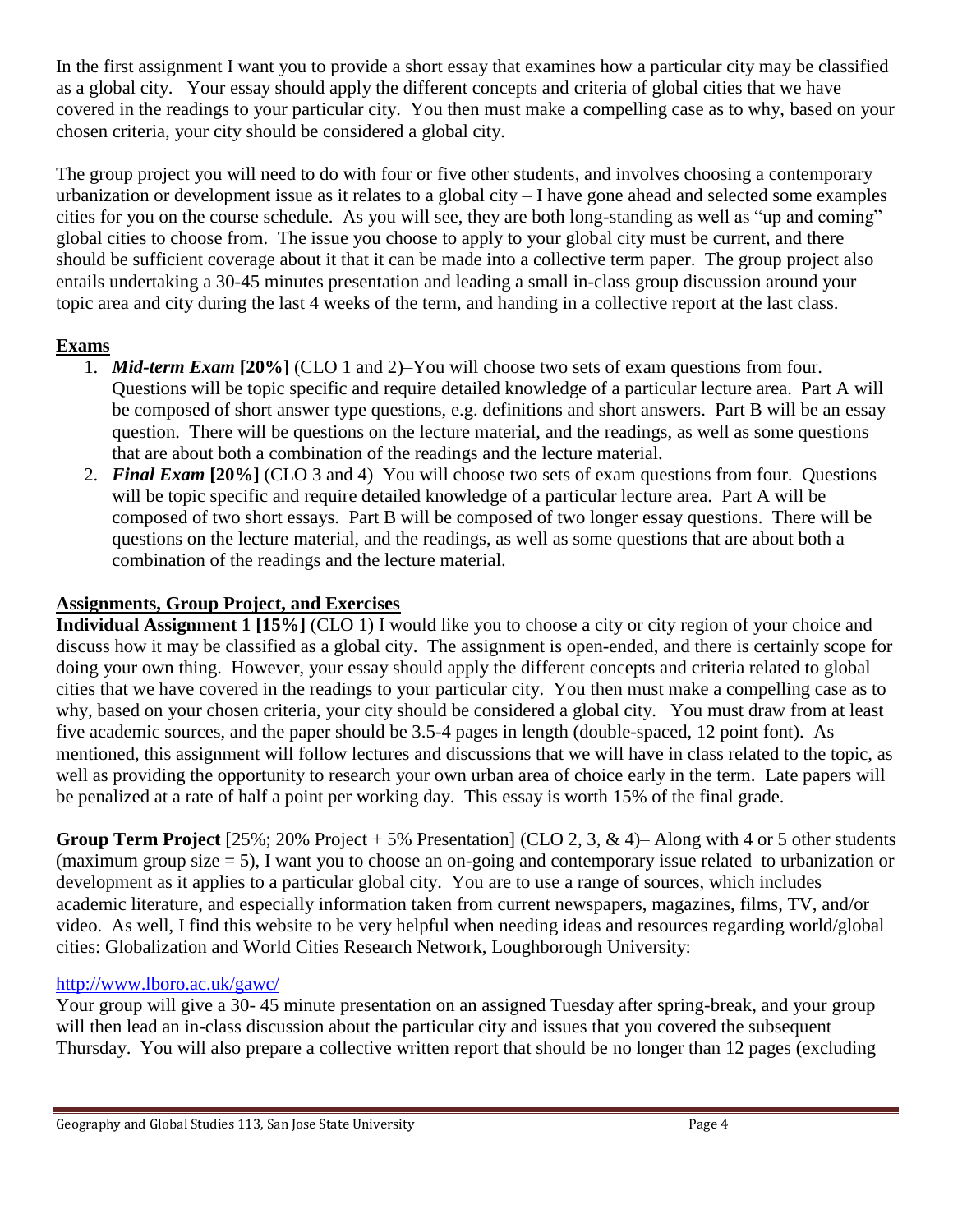In the first assignment I want you to provide a short essay that examines how a particular city may be classified as a global city. Your essay should apply the different concepts and criteria of global cities that we have covered in the readings to your particular city. You then must make a compelling case as to why, based on your chosen criteria, your city should be considered a global city.

The group project you will need to do with four or five other students, and involves choosing a contemporary urbanization or development issue as it relates to a global city – I have gone ahead and selected some examples cities for you on the course schedule. As you will see, they are both long-standing as well as "up and coming" global cities to choose from. The issue you choose to apply to your global city must be current, and there should be sufficient coverage about it that it can be made into a collective term paper. The group project also entails undertaking a 30-45 minutes presentation and leading a small in-class group discussion around your topic area and city during the last 4 weeks of the term, and handing in a collective report at the last class.

## Exams

1. ***Mid-term Exam* [20%]** (CLO 1 and 2)–You will choose two sets of exam questions from four. Questions will be topic specific and require detailed knowledge of a particular lecture area. Part A will be composed of short answer type questions, e.g. definitions and short answers. Part B will be an essay question. There will be questions on the lecture material, and the readings, as well as some questions that are about both a combination of the readings and the lecture material.
2. ***Final Exam* [20%]** (CLO 3 and 4)–You will choose two sets of exam questions from four. Questions will be topic specific and require detailed knowledge of a particular lecture area. Part A will be composed of two short essays. Part B will be composed of two longer essay questions. There will be questions on the lecture material, and the readings, as well as some questions that are about both a combination of the readings and the lecture material.

## Assignments, Group Project, and Exercises

**Individual Assignment 1 [15%]** (CLO 1) I would like you to choose a city or city region of your choice and discuss how it may be classified as a global city. The assignment is open-ended, and there is certainly scope for doing your own thing. However, your essay should apply the different concepts and criteria related to global cities that we have covered in the readings to your particular city. You then must make a compelling case as to why, based on your chosen criteria, your city should be considered a global city. You must draw from at least five academic sources, and the paper should be 3.5-4 pages in length (double-spaced, 12 point font). As mentioned, this assignment will follow lectures and discussions that we will have in class related to the topic, as well as providing the opportunity to research your own urban area of choice early in the term. Late papers will be penalized at a rate of half a point per working day. This essay is worth 15% of the final grade.

**Group Term Project** [25%; 20% Project + 5% Presentation] (CLO 2, 3, & 4)– Along with 4 or 5 other students (maximum group size = 5), I want you to choose an on-going and contemporary issue related to urbanization or development as it applies to a particular global city. You are to use a range of sources, which includes academic literature, and especially information taken from current newspapers, magazines, films, TV, and/or video. As well, I find this website to be very helpful when needing ideas and resources regarding world/global cities: Globalization and World Cities Research Network, Loughborough University:

http://www.lboro.ac.uk/gawc/

Your group will give a 30- 45 minute presentation on an assigned Tuesday after spring-break, and your group will then lead an in-class discussion about the particular city and issues that you covered the subsequent Thursday. You will also prepare a collective written report that should be no longer than 12 pages (excluding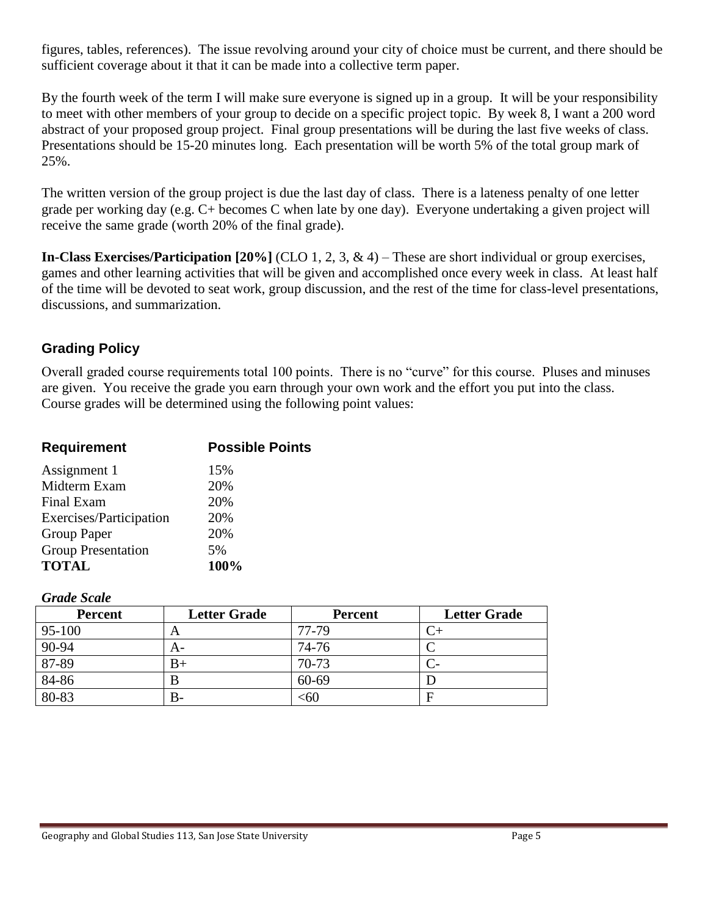figures, tables, references). The issue revolving around your city of choice must be current, and there should be sufficient coverage about it that it can be made into a collective term paper.

By the fourth week of the term I will make sure everyone is signed up in a group. It will be your responsibility to meet with other members of your group to decide on a specific project topic. By week 8, I want a 200 word abstract of your proposed group project. Final group presentations will be during the last five weeks of class. Presentations should be 15-20 minutes long. Each presentation will be worth 5% of the total group mark of 25%.

The written version of the group project is due the last day of class. There is a lateness penalty of one letter grade per working day (e.g. C+ becomes C when late by one day). Everyone undertaking a given project will receive the same grade (worth 20% of the final grade).

**In-Class Exercises/Participation [20%]** (CLO 1, 2, 3, & 4) – These are short individual or group exercises, games and other learning activities that will be given and accomplished once every week in class. At least half of the time will be devoted to seat work, group discussion, and the rest of the time for class-level presentations, discussions, and summarization.

## Grading Policy

Overall graded course requirements total 100 points. There is no "curve" for this course. Pluses and minuses are given. You receive the grade you earn through your own work and the effort you put into the class. Course grades will be determined using the following point values:

| Requirement | Possible Points |
|---|---|
| Assignment 1 | 15% |
| Midterm Exam | 20% |
| Final Exam | 20% |
| Exercises/Participation | 20% |
| Group Paper | 20% |
| Group Presentation | 5% |
| **TOTAL** | **100%** |

***Grade Scale***

| Percent | Letter Grade | Percent | Letter Grade |
|---|---|---|---|
| 95-100 | A | 77-79 | C+ |
| 90-94 | A- | 74-76 | C |
| 87-89 | B+ | 70-73 | C- |
| 84-86 | B | 60-69 | D |
| 80-83 | B- | <60 | F |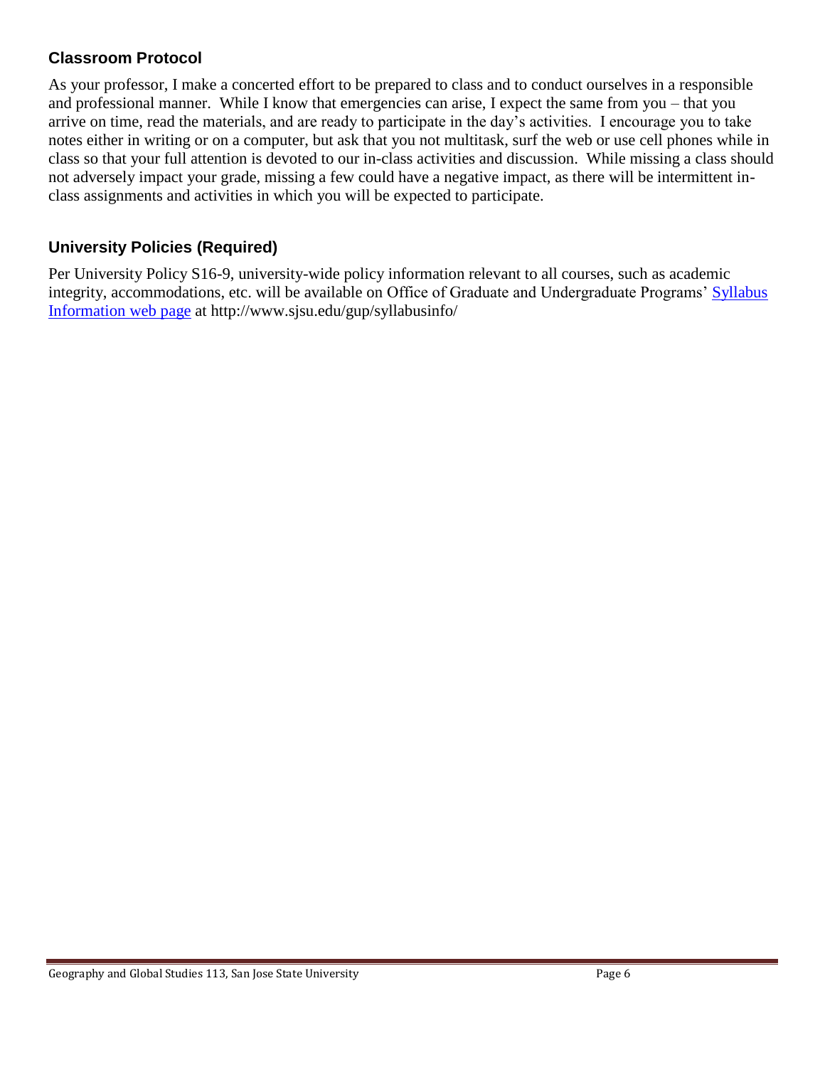## Classroom Protocol

As your professor, I make a concerted effort to be prepared to class and to conduct ourselves in a responsible and professional manner. While I know that emergencies can arise, I expect the same from you – that you arrive on time, read the materials, and are ready to participate in the day's activities. I encourage you to take notes either in writing or on a computer, but ask that you not multitask, surf the web or use cell phones while in class so that your full attention is devoted to our in-class activities and discussion. While missing a class should not adversely impact your grade, missing a few could have a negative impact, as there will be intermittent in-class assignments and activities in which you will be expected to participate.

## University Policies (Required)

Per University Policy S16-9, university-wide policy information relevant to all courses, such as academic integrity, accommodations, etc. will be available on Office of Graduate and Undergraduate Programs' [Syllabus Information web page](http://www.sjsu.edu/gup/syllabusinfo/) at http://www.sjsu.edu/gup/syllabusinfo/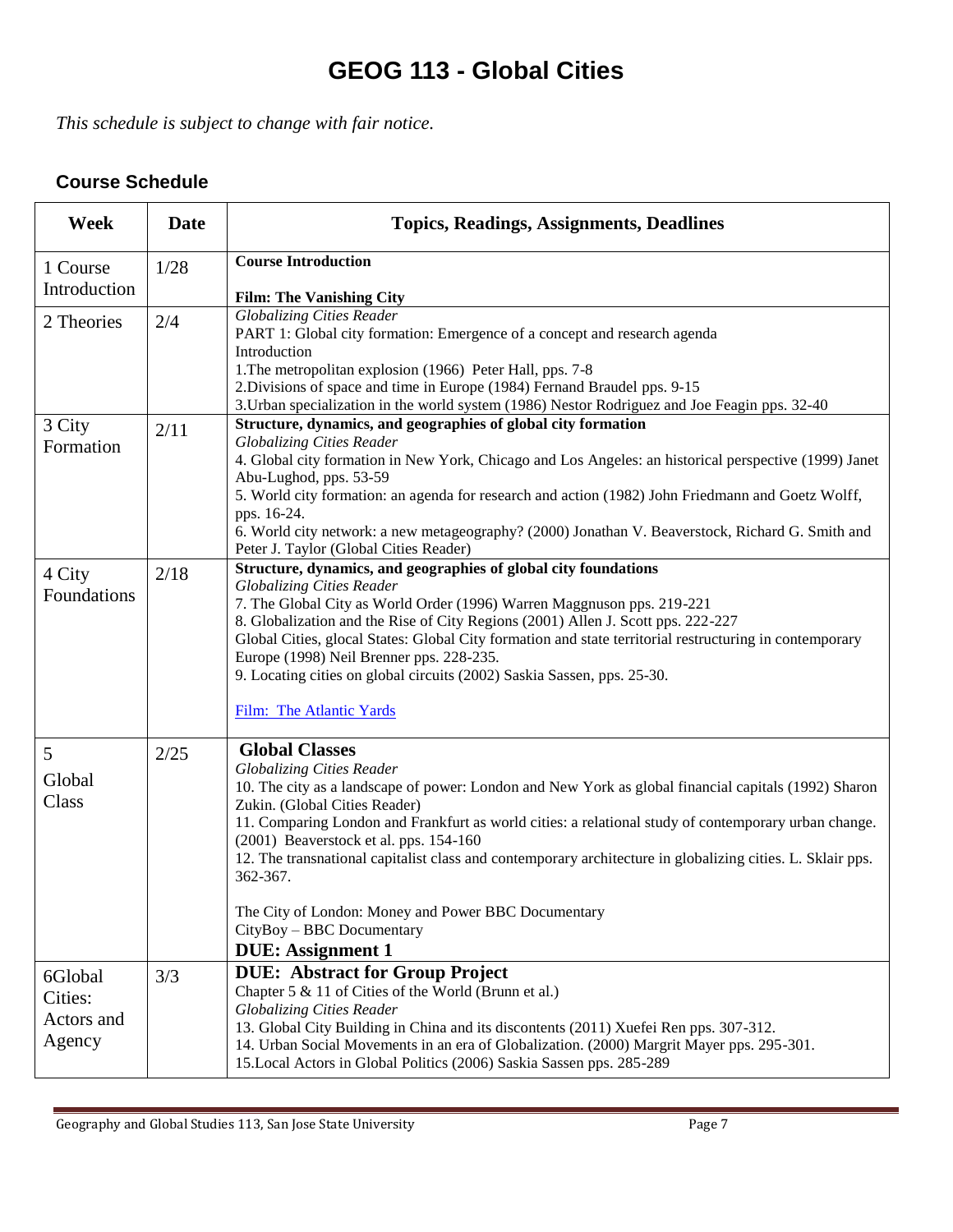# GEOG 113 - Global Cities

*This schedule is subject to change with fair notice.*

## Course Schedule

| Week | Date | Topics, Readings, Assignments, Deadlines |
|---|---|---|
| 1 Course Introduction | 1/28 | **Course Introduction**<br><br>**Film: The Vanishing City** |
| 2 Theories | 2/4 | *Globalizing Cities Reader*<br>PART 1: Global city formation: Emergence of a concept and research agenda<br>Introduction<br>1.The metropolitan explosion (1966) Peter Hall, pps. 7-8<br>2.Divisions of space and time in Europe (1984) Fernand Braudel pps. 9-15<br>3.Urban specialization in the world system (1986) Nestor Rodriguez and Joe Feagin pps. 32-40 |
| 3 City Formation | 2/11 | **Structure, dynamics, and geographies of global city formation**<br>*Globalizing Cities Reader*<br>4. Global city formation in New York, Chicago and Los Angeles: an historical perspective (1999) Janet Abu-Lughod, pps. 53-59<br>5. World city formation: an agenda for research and action (1982) John Friedmann and Goetz Wolff, pps. 16-24.<br>6. World city network: a new metageography? (2000) Jonathan V. Beaverstock, Richard G. Smith and Peter J. Taylor (Global Cities Reader) |
| 4 City Foundations | 2/18 | **Structure, dynamics, and geographies of global city foundations**<br>*Globalizing Cities Reader*<br>7. The Global City as World Order (1996) Warren Maggnuson pps. 219-221<br>8. Globalization and the Rise of City Regions (2001) Allen J. Scott pps. 222-227<br>Global Cities, glocal States: Global City formation and state territorial restructuring in contemporary Europe (1998) Neil Brenner pps. 228-235.<br>9. Locating cities on global circuits (2002) Saskia Sassen, pps. 25-30.<br><br>Film: The Atlantic Yards |
| 5 Global Class | 2/25 | **Global Classes**<br>*Globalizing Cities Reader*<br>10. The city as a landscape of power: London and New York as global financial capitals (1992) Sharon Zukin. (Global Cities Reader)<br>11. Comparing London and Frankfurt as world cities: a relational study of contemporary urban change. (2001) Beaverstock et al. pps. 154-160<br>12. The transnational capitalist class and contemporary architecture in globalizing cities. L. Sklair pps. 362-367.<br><br>The City of London: Money and Power BBC Documentary<br>CityBoy – BBC Documentary<br>**DUE: Assignment 1** |
| 6Global Cities: Actors and Agency | 3/3 | **DUE: Abstract for Group Project**<br>Chapter 5 & 11 of Cities of the World (Brunn et al.)<br>*Globalizing Cities Reader*<br>13. Global City Building in China and its discontents (2011) Xuefei Ren pps. 307-312.<br>14. Urban Social Movements in an era of Globalization. (2000) Margrit Mayer pps. 295-301.<br>15.Local Actors in Global Politics (2006) Saskia Sassen pps. 285-289 |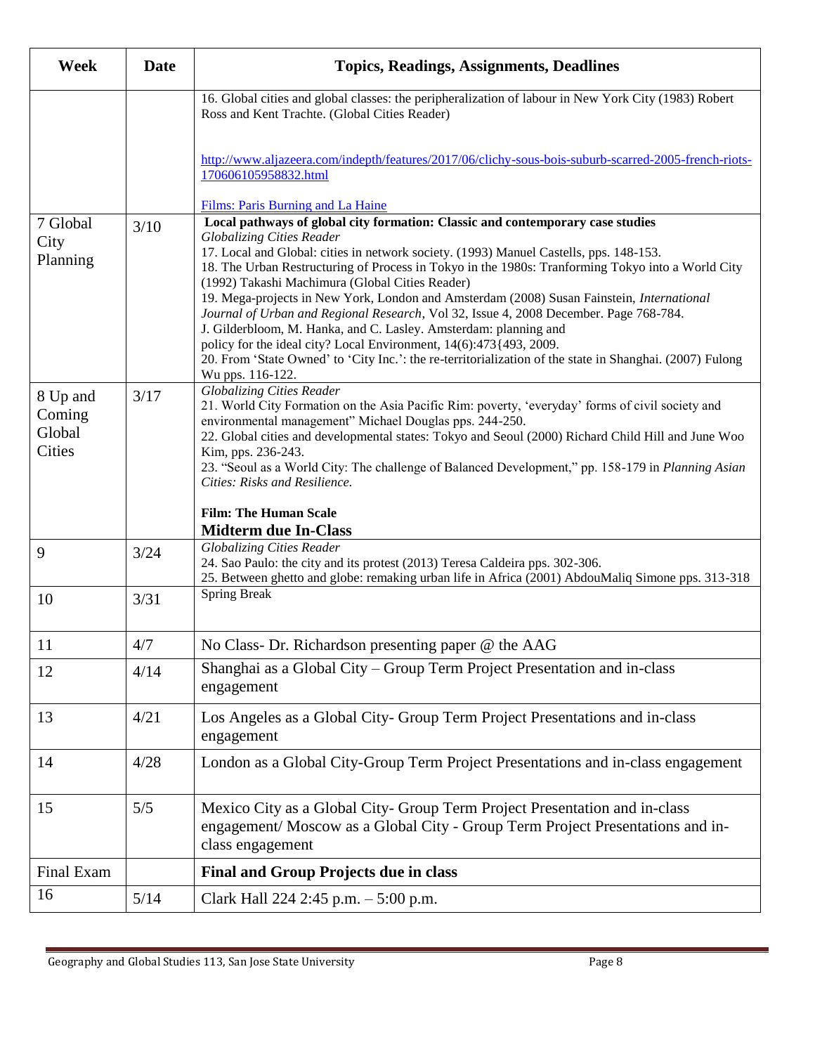| Week | Date | Topics, Readings, Assignments, Deadlines |
|---|---|---|
| | | 16. Global cities and global classes: the peripheralization of labour in New York City (1983) Robert Ross and Kent Trachte. (Global Cities Reader)<br><br>http://www.aljazeera.com/indepth/features/2017/06/clichy-sous-bois-suburb-scarred-2005-french-riots-170606105958832.html<br><br>Films: Paris Burning and La Haine |
| 7 Global City Planning | 3/10 | **Local pathways of global city formation: Classic and contemporary case studies**<br>*Globalizing Cities Reader*<br>17. Local and Global: cities in network society. (1993) Manuel Castells, pps. 148-153.<br>18. The Urban Restructuring of Process in Tokyo in the 1980s: Tranforming Tokyo into a World City (1992) Takashi Machimura (Global Cities Reader)<br>19. Mega-projects in New York, London and Amsterdam (2008) Susan Fainstein, *International Journal of Urban and Regional Research*, Vol 32, Issue 4, 2008 December. Page 768-784.<br>J. Gilderbloom, M. Hanka, and C. Lasley. Amsterdam: planning and policy for the ideal city? Local Environment, 14(6):473{493, 2009.<br>20. From 'State Owned' to 'City Inc.': the re-territorialization of the state in Shanghai. (2007) Fulong Wu pps. 116-122. |
| 8 Up and Coming Global Cities | 3/17 | *Globalizing Cities Reader*<br>21. World City Formation on the Asia Pacific Rim: poverty, 'everyday' forms of civil society and environmental management" Michael Douglas pps. 244-250.<br>22. Global cities and developmental states: Tokyo and Seoul (2000) Richard Child Hill and June Woo Kim, pps. 236-243.<br>23. "Seoul as a World City: The challenge of Balanced Development," pp. 158-179 in *Planning Asian Cities: Risks and Resilience.*<br><br>**Film: The Human Scale**<br>**Midterm due In-Class** |
| 9 | 3/24 | *Globalizing Cities Reader*<br>24. Sao Paulo: the city and its protest (2013) Teresa Caldeira pps. 302-306.<br>25. Between ghetto and globe: remaking urban life in Africa (2001) AbdouMaliq Simone pps. 313-318 |
| 10 | 3/31 | Spring Break |
| 11 | 4/7 | No Class- Dr. Richardson presenting paper @ the AAG |
| 12 | 4/14 | Shanghai as a Global City – Group Term Project Presentation and in-class engagement |
| 13 | 4/21 | Los Angeles as a Global City- Group Term Project Presentations and in-class engagement |
| 14 | 4/28 | London as a Global City-Group Term Project Presentations and in-class engagement |
| 15 | 5/5 | Mexico City as a Global City- Group Term Project Presentation and in-class engagement/ Moscow as a Global City - Group Term Project Presentations and in-class engagement |
| Final Exam | | **Final and Group Projects due in class** |
| 16 | 5/14 | Clark Hall 224 2:45 p.m. – 5:00 p.m. |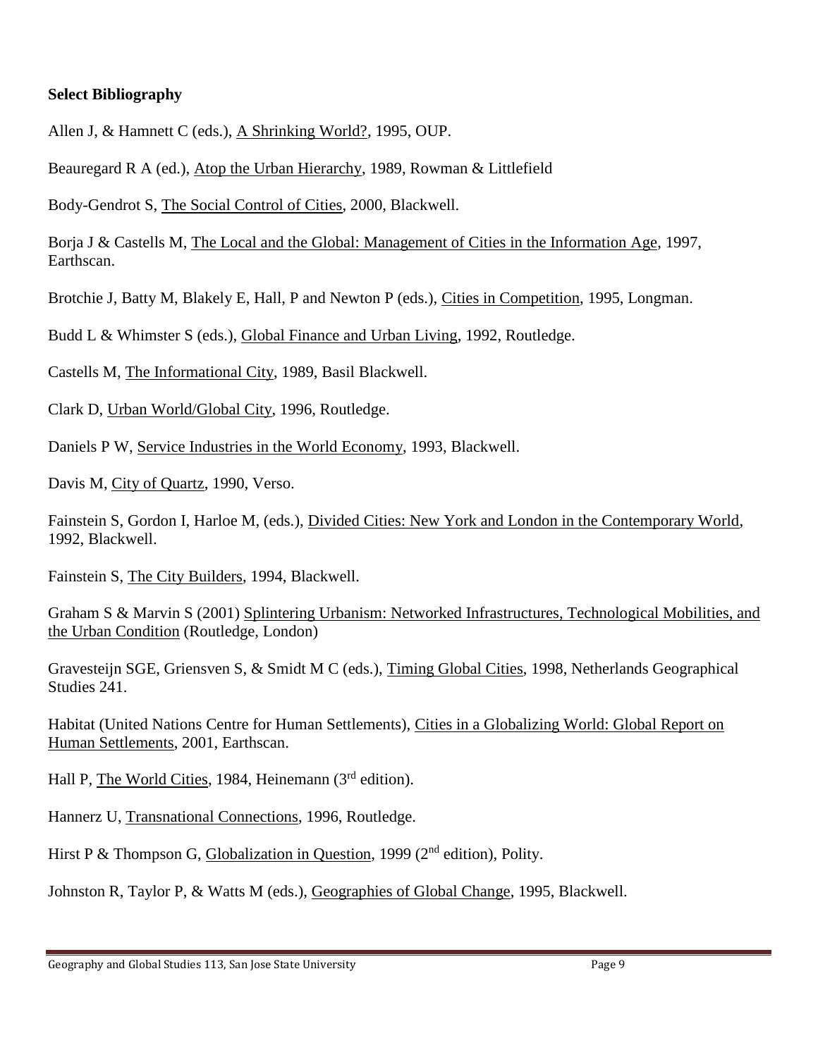**Select Bibliography**

Allen J, & Hamnett C (eds.), A Shrinking World?, 1995, OUP.

Beauregard R A (ed.), Atop the Urban Hierarchy, 1989, Rowman & Littlefield

Body-Gendrot S, The Social Control of Cities, 2000, Blackwell.

Borja J & Castells M, The Local and the Global: Management of Cities in the Information Age, 1997, Earthscan.

Brotchie J, Batty M, Blakely E, Hall, P and Newton P (eds.), Cities in Competition, 1995, Longman.

Budd L & Whimster S (eds.), Global Finance and Urban Living, 1992, Routledge.

Castells M, The Informational City, 1989, Basil Blackwell.

Clark D, Urban World/Global City, 1996, Routledge.

Daniels P W, Service Industries in the World Economy, 1993, Blackwell.

Davis M, City of Quartz, 1990, Verso.

Fainstein S, Gordon I, Harloe M, (eds.), Divided Cities: New York and London in the Contemporary World, 1992, Blackwell.

Fainstein S, The City Builders, 1994, Blackwell.

Graham S & Marvin S (2001) Splintering Urbanism: Networked Infrastructures, Technological Mobilities, and the Urban Condition (Routledge, London)

Gravesteijn SGE, Griensven S, & Smidt M C (eds.), Timing Global Cities, 1998, Netherlands Geographical Studies 241.

Habitat (United Nations Centre for Human Settlements), Cities in a Globalizing World: Global Report on Human Settlements, 2001, Earthscan.

Hall P, The World Cities, 1984, Heinemann (3rd edition).

Hannerz U, Transnational Connections, 1996, Routledge.

Hirst P & Thompson G, Globalization in Question, 1999 (2nd edition), Polity.

Johnston R, Taylor P, & Watts M (eds.), Geographies of Global Change, 1995, Blackwell.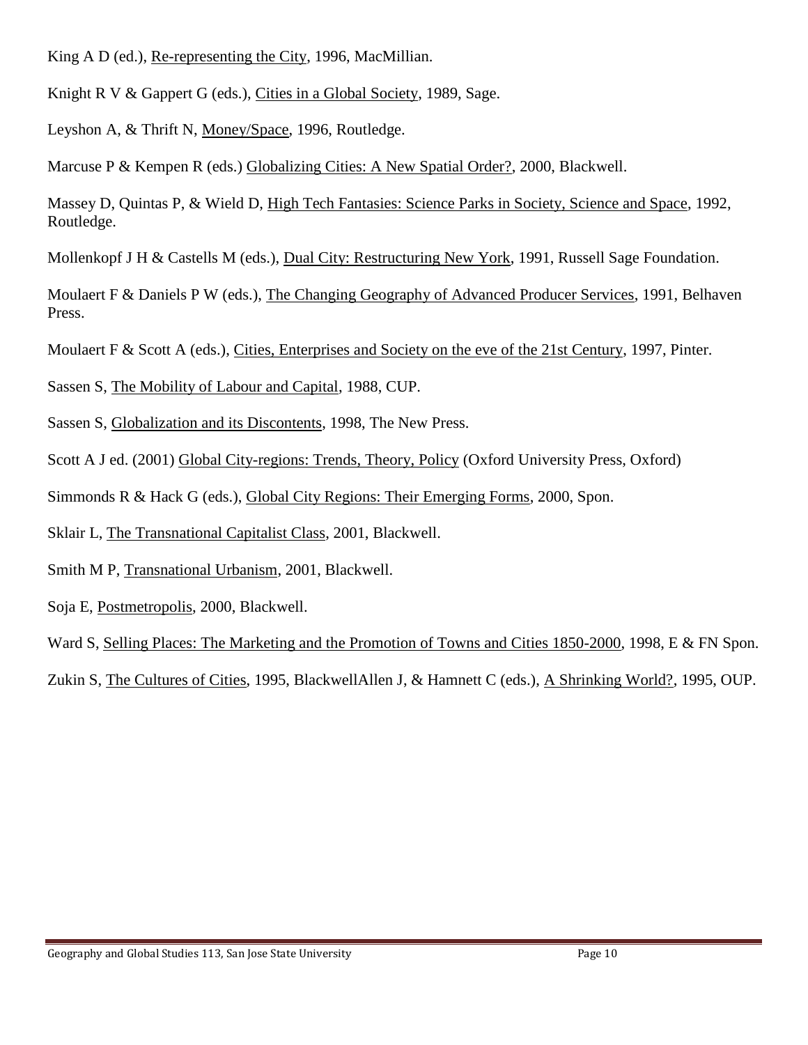King A D (ed.), Re-representing the City, 1996, MacMillian.

Knight R V & Gappert G (eds.), Cities in a Global Society, 1989, Sage.

Leyshon A, & Thrift N, Money/Space, 1996, Routledge.

Marcuse P & Kempen R (eds.) Globalizing Cities: A New Spatial Order?, 2000, Blackwell.

Massey D, Quintas P, & Wield D, High Tech Fantasies: Science Parks in Society, Science and Space, 1992, Routledge.

Mollenkopf J H & Castells M (eds.), Dual City: Restructuring New York, 1991, Russell Sage Foundation.

Moulaert F & Daniels P W (eds.), The Changing Geography of Advanced Producer Services, 1991, Belhaven Press.

Moulaert F & Scott A (eds.), Cities, Enterprises and Society on the eve of the 21st Century, 1997, Pinter.

Sassen S, The Mobility of Labour and Capital, 1988, CUP.

Sassen S, Globalization and its Discontents, 1998, The New Press.

Scott A J ed. (2001) Global City-regions: Trends, Theory, Policy (Oxford University Press, Oxford)

Simmonds R & Hack G (eds.), Global City Regions: Their Emerging Forms, 2000, Spon.

Sklair L, The Transnational Capitalist Class, 2001, Blackwell.

Smith M P, Transnational Urbanism, 2001, Blackwell.

Soja E, Postmetropolis, 2000, Blackwell.

Ward S, Selling Places: The Marketing and the Promotion of Towns and Cities 1850-2000, 1998, E & FN Spon.

Zukin S, The Cultures of Cities, 1995, BlackwellAllen J, & Hamnett C (eds.), A Shrinking World?, 1995, OUP.